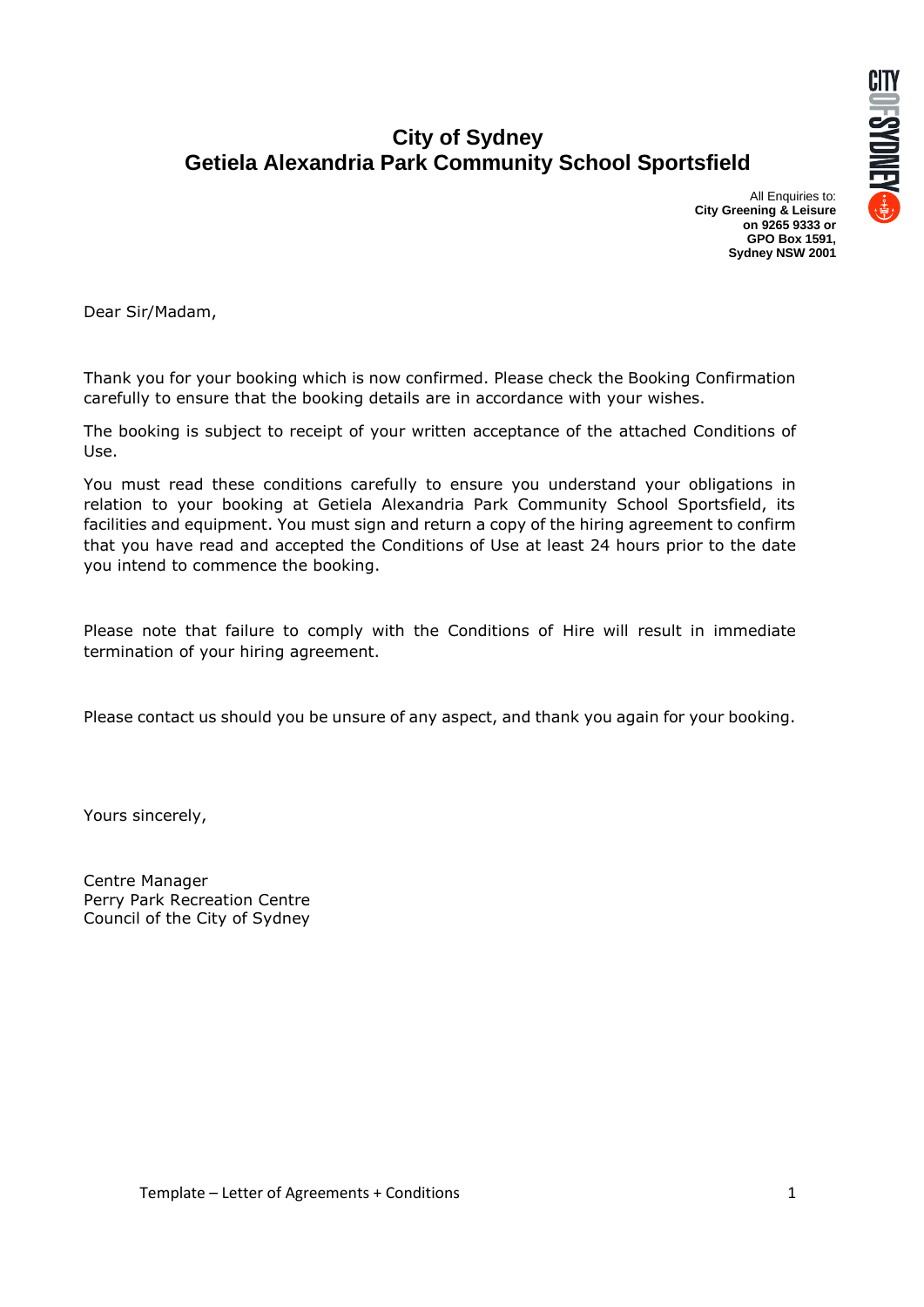# City of Sydney
# Getiela Alexandria Park Community School Sportsfield

All Enquiries to:
**City Greening & Leisure**
**on 9265 9333 or**
**GPO Box 1591,**
**Sydney NSW 2001**

Dear Sir/Madam,

Thank you for your booking which is now confirmed. Please check the Booking Confirmation carefully to ensure that the booking details are in accordance with your wishes.

The booking is subject to receipt of your written acceptance of the attached Conditions of Use.

You must read these conditions carefully to ensure you understand your obligations in relation to your booking at Getiela Alexandria Park Community School Sportsfield, its facilities and equipment. You must sign and return a copy of the hiring agreement to confirm that you have read and accepted the Conditions of Use at least 24 hours prior to the date you intend to commence the booking.

Please note that failure to comply with the Conditions of Hire will result in immediate termination of your hiring agreement.

Please contact us should you be unsure of any aspect, and thank you again for your booking.

Yours sincerely,

Centre Manager
Perry Park Recreation Centre
Council of the City of Sydney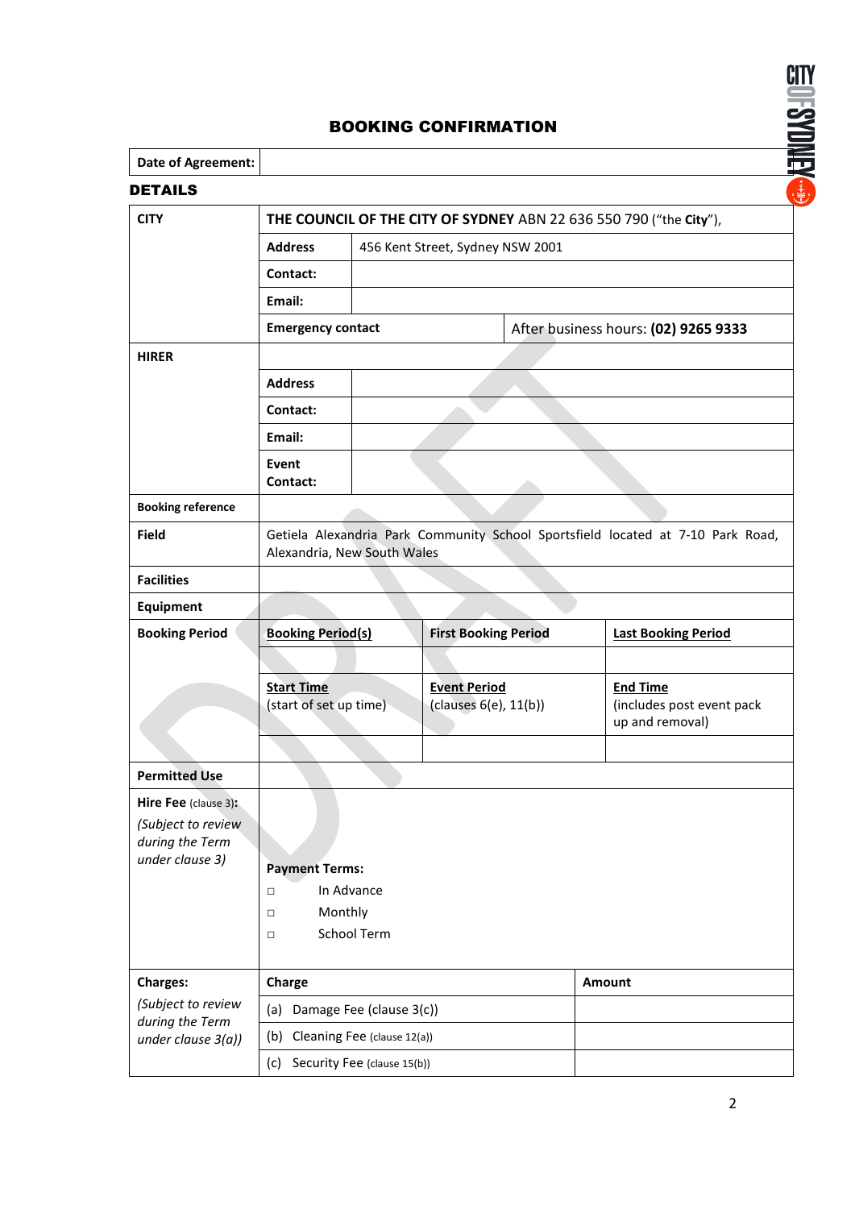# BOOKING CONFIRMATION

| Date of Agreement: | |
|---|---|

## DETAILS

| | | | |
|---|---|---|---|
| **CITY** | **THE COUNCIL OF THE CITY OF SYDNEY** ABN 22 636 550 790 ("the **City**"), | | |
| | **Address** | 456 Kent Street, Sydney NSW 2001 | |
| | **Contact:** | | |
| | **Email:** | | |
| | **Emergency contact** | After business hours: **(02) 9265 9333** | |
| **HIRER** | | | |
| | **Address** | | |
| | **Contact:** | | |
| | **Email:** | | |
| | **Event Contact:** | | |
| **Booking reference** | | | |
| **Field** | Getiela Alexandria Park Community School Sportsfield located at 7-10 Park Road, Alexandria, New South Wales | | |
| **Facilities** | | | |
| **Equipment** | | | |
| **Booking Period** | **Booking Period(s)** | **First Booking Period** | **Last Booking Period** |
| | | | |
| | **Start Time** (start of set up time) | **Event Period** (clauses 6(e), 11(b)) | **End Time** (includes post event pack up and removal) |
| | | | |
| **Permitted Use** | | | |
| **Hire Fee** (clause 3): *(Subject to review during the Term under clause 3)* | **Payment Terms:**<br>□ In Advance<br>□ Monthly<br>□ School Term | | |
| **Charges:** *(Subject to review during the Term under clause 3(a))* | **Charge** | **Amount** | |
| | (a) Damage Fee (clause 3(c)) | | |
| | (b) Cleaning Fee (clause 12(a)) | | |
| | (c) Security Fee (clause 15(b)) | | |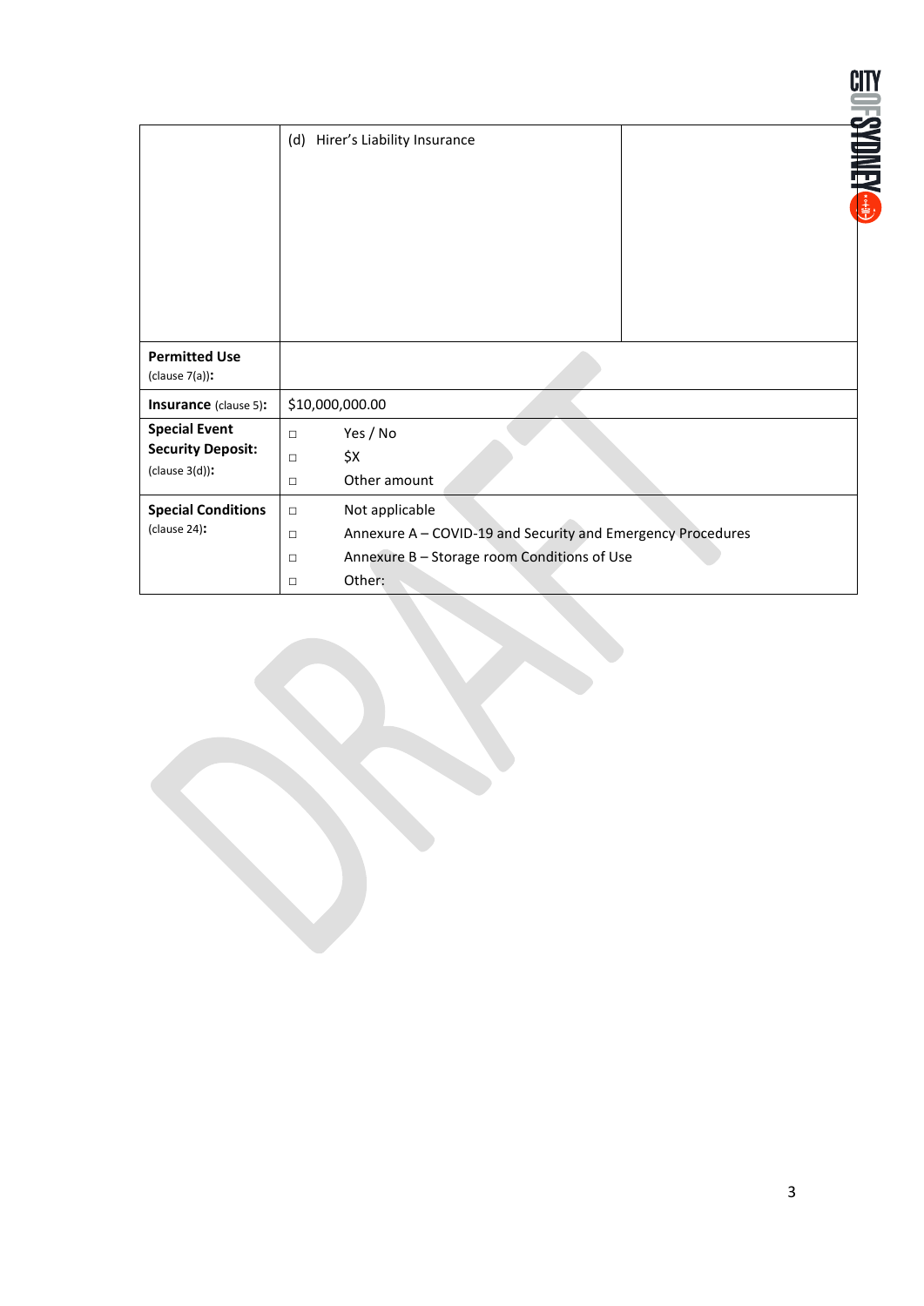| | | |
|---|---|---|
| | (d) Hirer's Liability Insurance | |
| **Permitted Use** (clause 7(a)): | | |
| **Insurance** (clause 5): | $10,000,000.00 | |
| **Special Event Security Deposit:** (clause 3(d)): | □ Yes / No<br>□ $X<br>□ Other amount | |
| **Special Conditions** (clause 24): | □ Not applicable<br>□ Annexure A – COVID-19 and Security and Emergency Procedures<br>□ Annexure B – Storage room Conditions of Use<br>□ Other: | |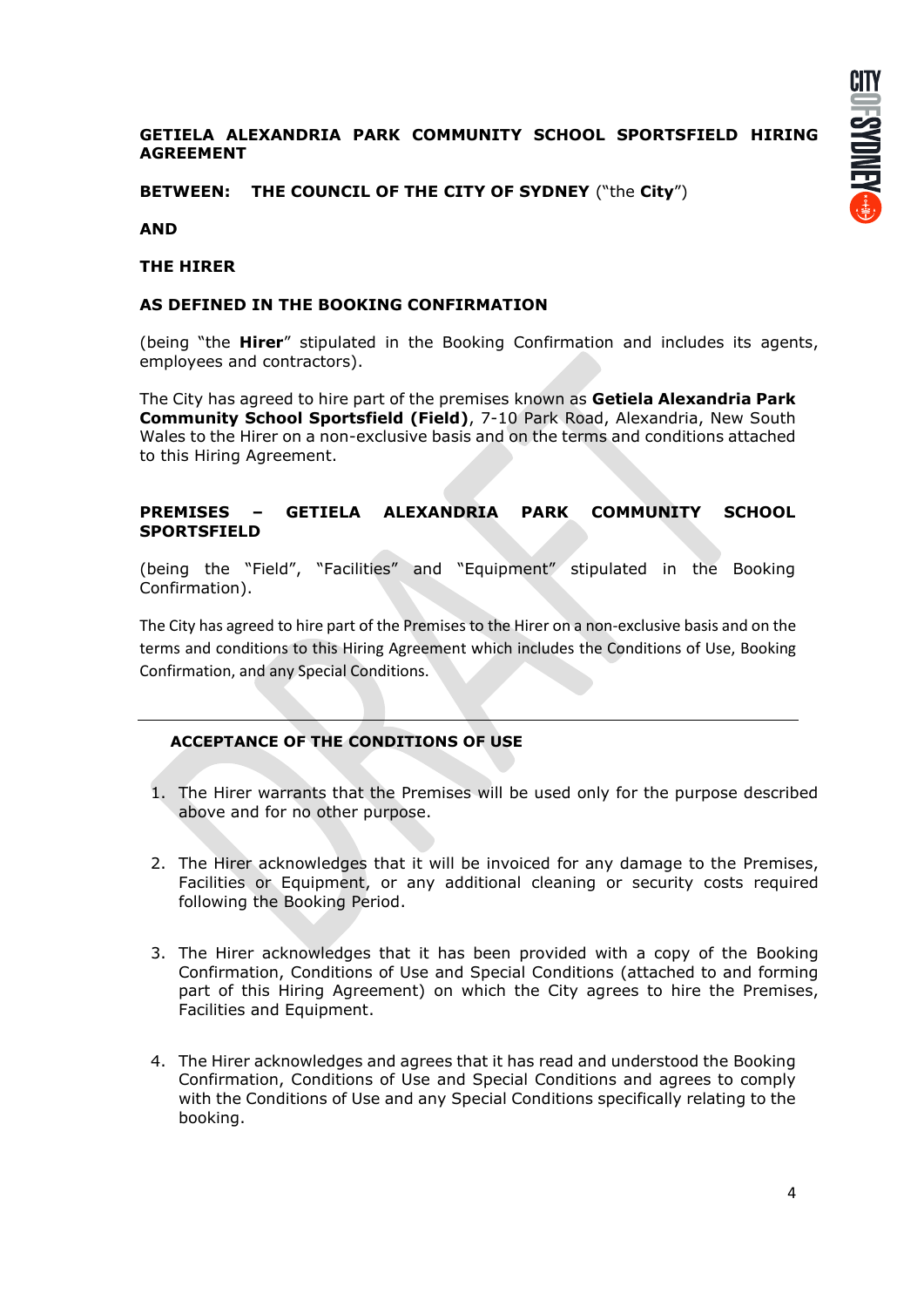**GETIELA ALEXANDRIA PARK COMMUNITY SCHOOL SPORTSFIELD HIRING AGREEMENT**

**BETWEEN: THE COUNCIL OF THE CITY OF SYDNEY** ("the **City**")

**AND**

**THE HIRER**

**AS DEFINED IN THE BOOKING CONFIRMATION**

(being "the **Hirer**" stipulated in the Booking Confirmation and includes its agents, employees and contractors).

The City has agreed to hire part of the premises known as **Getiela Alexandria Park Community School Sportsfield (Field)**, 7-10 Park Road, Alexandria, New South Wales to the Hirer on a non-exclusive basis and on the terms and conditions attached to this Hiring Agreement.

**PREMISES – GETIELA ALEXANDRIA PARK COMMUNITY SCHOOL SPORTSFIELD**

(being the "Field", "Facilities" and "Equipment" stipulated in the Booking Confirmation).

The City has agreed to hire part of the Premises to the Hirer on a non-exclusive basis and on the terms and conditions to this Hiring Agreement which includes the Conditions of Use, Booking Confirmation, and any Special Conditions.

---

**ACCEPTANCE OF THE CONDITIONS OF USE**

1. The Hirer warrants that the Premises will be used only for the purpose described above and for no other purpose.

2. The Hirer acknowledges that it will be invoiced for any damage to the Premises, Facilities or Equipment, or any additional cleaning or security costs required following the Booking Period.

3. The Hirer acknowledges that it has been provided with a copy of the Booking Confirmation, Conditions of Use and Special Conditions (attached to and forming part of this Hiring Agreement) on which the City agrees to hire the Premises, Facilities and Equipment.

4. The Hirer acknowledges and agrees that it has read and understood the Booking Confirmation, Conditions of Use and Special Conditions and agrees to comply with the Conditions of Use and any Special Conditions specifically relating to the booking.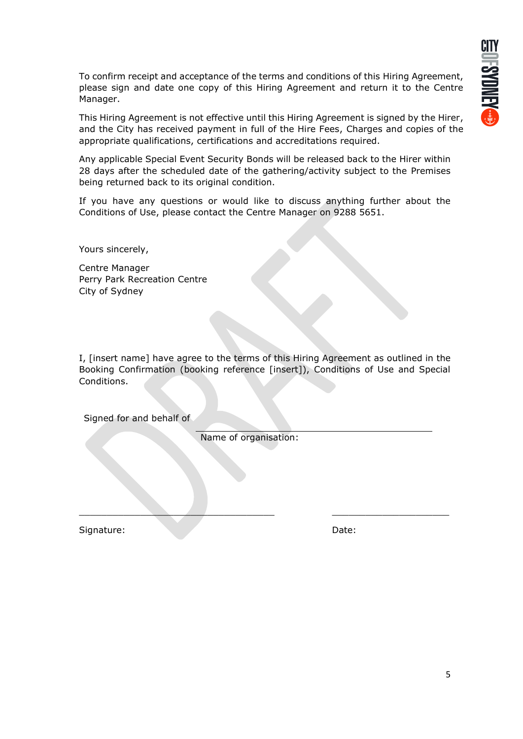To confirm receipt and acceptance of the terms and conditions of this Hiring Agreement, please sign and date one copy of this Hiring Agreement and return it to the Centre Manager.

This Hiring Agreement is not effective until this Hiring Agreement is signed by the Hirer, and the City has received payment in full of the Hire Fees, Charges and copies of the appropriate qualifications, certifications and accreditations required.

Any applicable Special Event Security Bonds will be released back to the Hirer within 28 days after the scheduled date of the gathering/activity subject to the Premises being returned back to its original condition.

If you have any questions or would like to discuss anything further about the Conditions of Use, please contact the Centre Manager on 9288 5651.

Yours sincerely,

Centre Manager
Perry Park Recreation Centre
City of Sydney

I, [insert name] have agree to the terms of this Hiring Agreement as outlined in the Booking Confirmation (booking reference [insert]), Conditions of Use and Special Conditions.

Signed for and behalf of

______________________________

Name of organisation:

______________________________ ______________________

Signature: Date: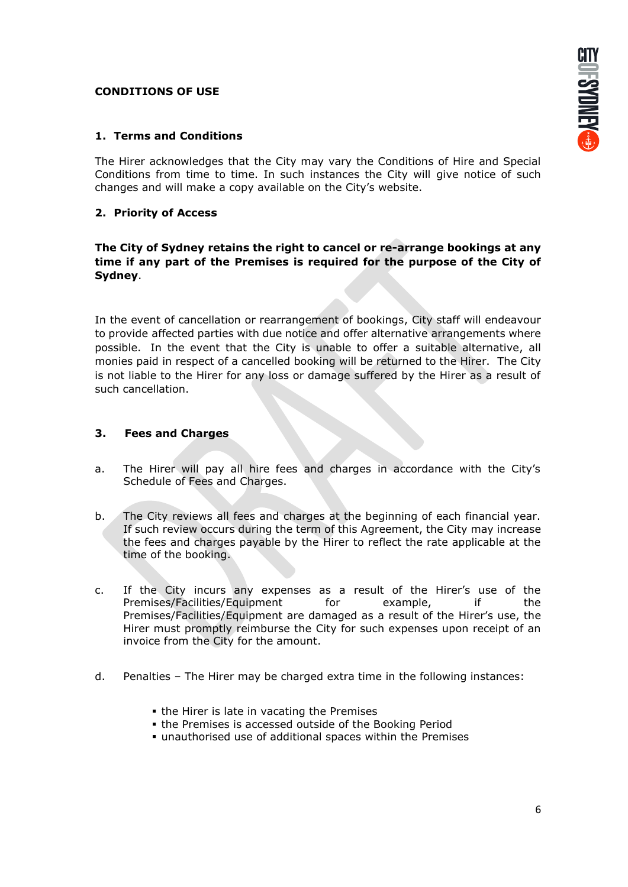**CONDITIONS OF USE**

## 1. Terms and Conditions

The Hirer acknowledges that the City may vary the Conditions of Hire and Special Conditions from time to time. In such instances the City will give notice of such changes and will make a copy available on the City's website.

## 2. Priority of Access

**The City of Sydney retains the right to cancel or re-arrange bookings at any time if any part of the Premises is required for the purpose of the City of Sydney**.

In the event of cancellation or rearrangement of bookings, City staff will endeavour to provide affected parties with due notice and offer alternative arrangements where possible. In the event that the City is unable to offer a suitable alternative, all monies paid in respect of a cancelled booking will be returned to the Hirer. The City is not liable to the Hirer for any loss or damage suffered by the Hirer as a result of such cancellation.

## 3. Fees and Charges

a. The Hirer will pay all hire fees and charges in accordance with the City's Schedule of Fees and Charges.

b. The City reviews all fees and charges at the beginning of each financial year. If such review occurs during the term of this Agreement, the City may increase the fees and charges payable by the Hirer to reflect the rate applicable at the time of the booking.

c. If the City incurs any expenses as a result of the Hirer's use of the Premises/Facilities/Equipment for example, if the Premises/Facilities/Equipment are damaged as a result of the Hirer's use, the Hirer must promptly reimburse the City for such expenses upon receipt of an invoice from the City for the amount.

d. Penalties – The Hirer may be charged extra time in the following instances:

- the Hirer is late in vacating the Premises
- the Premises is accessed outside of the Booking Period
- unauthorised use of additional spaces within the Premises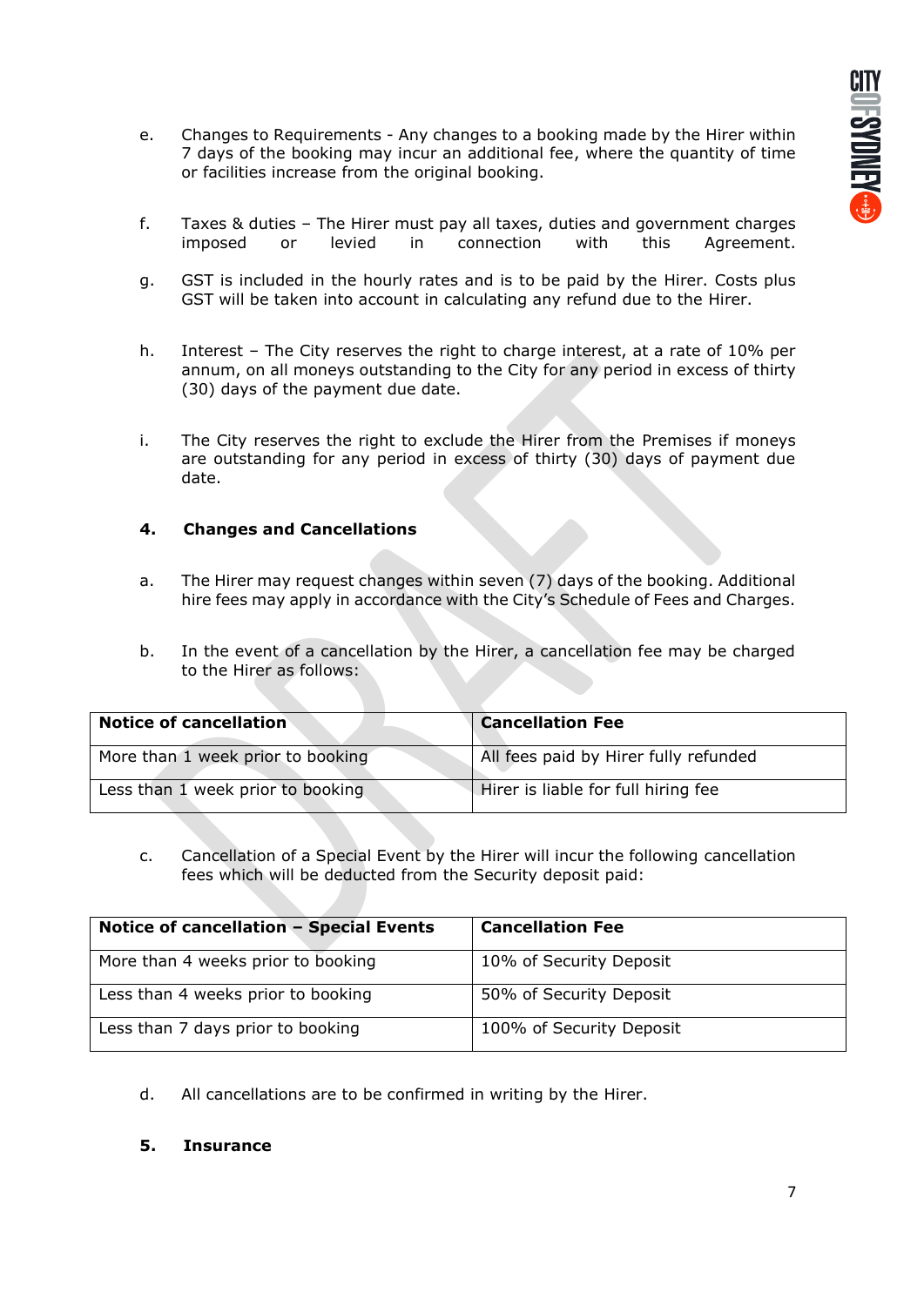e. Changes to Requirements - Any changes to a booking made by the Hirer within 7 days of the booking may incur an additional fee, where the quantity of time or facilities increase from the original booking.

f. Taxes & duties – The Hirer must pay all taxes, duties and government charges imposed or levied in connection with this Agreement.

g. GST is included in the hourly rates and is to be paid by the Hirer. Costs plus GST will be taken into account in calculating any refund due to the Hirer.

h. Interest – The City reserves the right to charge interest, at a rate of 10% per annum, on all moneys outstanding to the City for any period in excess of thirty (30) days of the payment due date.

i. The City reserves the right to exclude the Hirer from the Premises if moneys are outstanding for any period in excess of thirty (30) days of payment due date.

## 4. Changes and Cancellations

a. The Hirer may request changes within seven (7) days of the booking. Additional hire fees may apply in accordance with the City's Schedule of Fees and Charges.

b. In the event of a cancellation by the Hirer, a cancellation fee may be charged to the Hirer as follows:

| Notice of cancellation | Cancellation Fee |
|---|---|
| More than 1 week prior to booking | All fees paid by Hirer fully refunded |
| Less than 1 week prior to booking | Hirer is liable for full hiring fee |

c. Cancellation of a Special Event by the Hirer will incur the following cancellation fees which will be deducted from the Security deposit paid:

| Notice of cancellation – Special Events | Cancellation Fee |
|---|---|
| More than 4 weeks prior to booking | 10% of Security Deposit |
| Less than 4 weeks prior to booking | 50% of Security Deposit |
| Less than 7 days prior to booking | 100% of Security Deposit |

d. All cancellations are to be confirmed in writing by the Hirer.

## 5. Insurance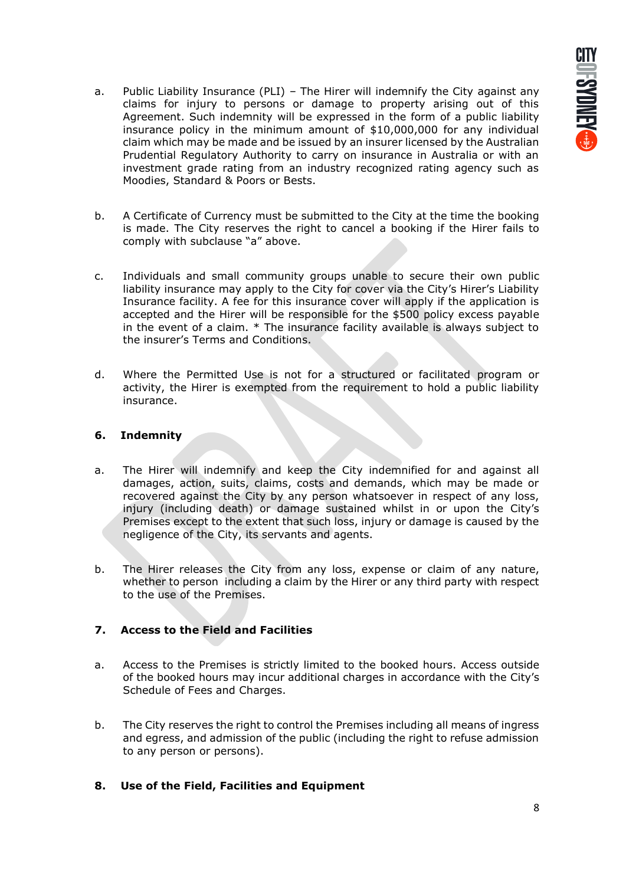a. Public Liability Insurance (PLI) – The Hirer will indemnify the City against any claims for injury to persons or damage to property arising out of this Agreement. Such indemnity will be expressed in the form of a public liability insurance policy in the minimum amount of $10,000,000 for any individual claim which may be made and be issued by an insurer licensed by the Australian Prudential Regulatory Authority to carry on insurance in Australia or with an investment grade rating from an industry recognized rating agency such as Moodies, Standard & Poors or Bests.

b. A Certificate of Currency must be submitted to the City at the time the booking is made. The City reserves the right to cancel a booking if the Hirer fails to comply with subclause "a" above.

c. Individuals and small community groups unable to secure their own public liability insurance may apply to the City for cover via the City's Hirer's Liability Insurance facility. A fee for this insurance cover will apply if the application is accepted and the Hirer will be responsible for the $500 policy excess payable in the event of a claim. * The insurance facility available is always subject to the insurer's Terms and Conditions.

d. Where the Permitted Use is not for a structured or facilitated program or activity, the Hirer is exempted from the requirement to hold a public liability insurance.

## 6. Indemnity

a. The Hirer will indemnify and keep the City indemnified for and against all damages, action, suits, claims, costs and demands, which may be made or recovered against the City by any person whatsoever in respect of any loss, injury (including death) or damage sustained whilst in or upon the City's Premises except to the extent that such loss, injury or damage is caused by the negligence of the City, its servants and agents.

b. The Hirer releases the City from any loss, expense or claim of any nature, whether to person including a claim by the Hirer or any third party with respect to the use of the Premises.

## 7. Access to the Field and Facilities

a. Access to the Premises is strictly limited to the booked hours. Access outside of the booked hours may incur additional charges in accordance with the City's Schedule of Fees and Charges.

b. The City reserves the right to control the Premises including all means of ingress and egress, and admission of the public (including the right to refuse admission to any person or persons).

## 8. Use of the Field, Facilities and Equipment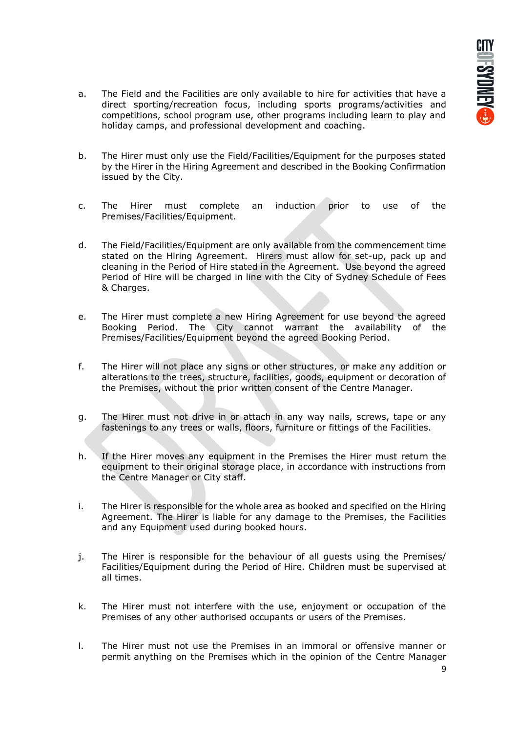a. The Field and the Facilities are only available to hire for activities that have a direct sporting/recreation focus, including sports programs/activities and competitions, school program use, other programs including learn to play and holiday camps, and professional development and coaching.

b. The Hirer must only use the Field/Facilities/Equipment for the purposes stated by the Hirer in the Hiring Agreement and described in the Booking Confirmation issued by the City.

c. The Hirer must complete an induction prior to use of the Premises/Facilities/Equipment.

d. The Field/Facilities/Equipment are only available from the commencement time stated on the Hiring Agreement. Hirers must allow for set-up, pack up and cleaning in the Period of Hire stated in the Agreement. Use beyond the agreed Period of Hire will be charged in line with the City of Sydney Schedule of Fees & Charges.

e. The Hirer must complete a new Hiring Agreement for use beyond the agreed Booking Period. The City cannot warrant the availability of the Premises/Facilities/Equipment beyond the agreed Booking Period.

f. The Hirer will not place any signs or other structures, or make any addition or alterations to the trees, structure, facilities, goods, equipment or decoration of the Premises, without the prior written consent of the Centre Manager.

g. The Hirer must not drive in or attach in any way nails, screws, tape or any fastenings to any trees or walls, floors, furniture or fittings of the Facilities.

h. If the Hirer moves any equipment in the Premises the Hirer must return the equipment to their original storage place, in accordance with instructions from the Centre Manager or City staff.

i. The Hirer is responsible for the whole area as booked and specified on the Hiring Agreement. The Hirer is liable for any damage to the Premises, the Facilities and any Equipment used during booked hours.

j. The Hirer is responsible for the behaviour of all guests using the Premises/ Facilities/Equipment during the Period of Hire. Children must be supervised at all times.

k. The Hirer must not interfere with the use, enjoyment or occupation of the Premises of any other authorised occupants or users of the Premises.

l. The Hirer must not use the Premises in an immoral or offensive manner or permit anything on the Premises which in the opinion of the Centre Manager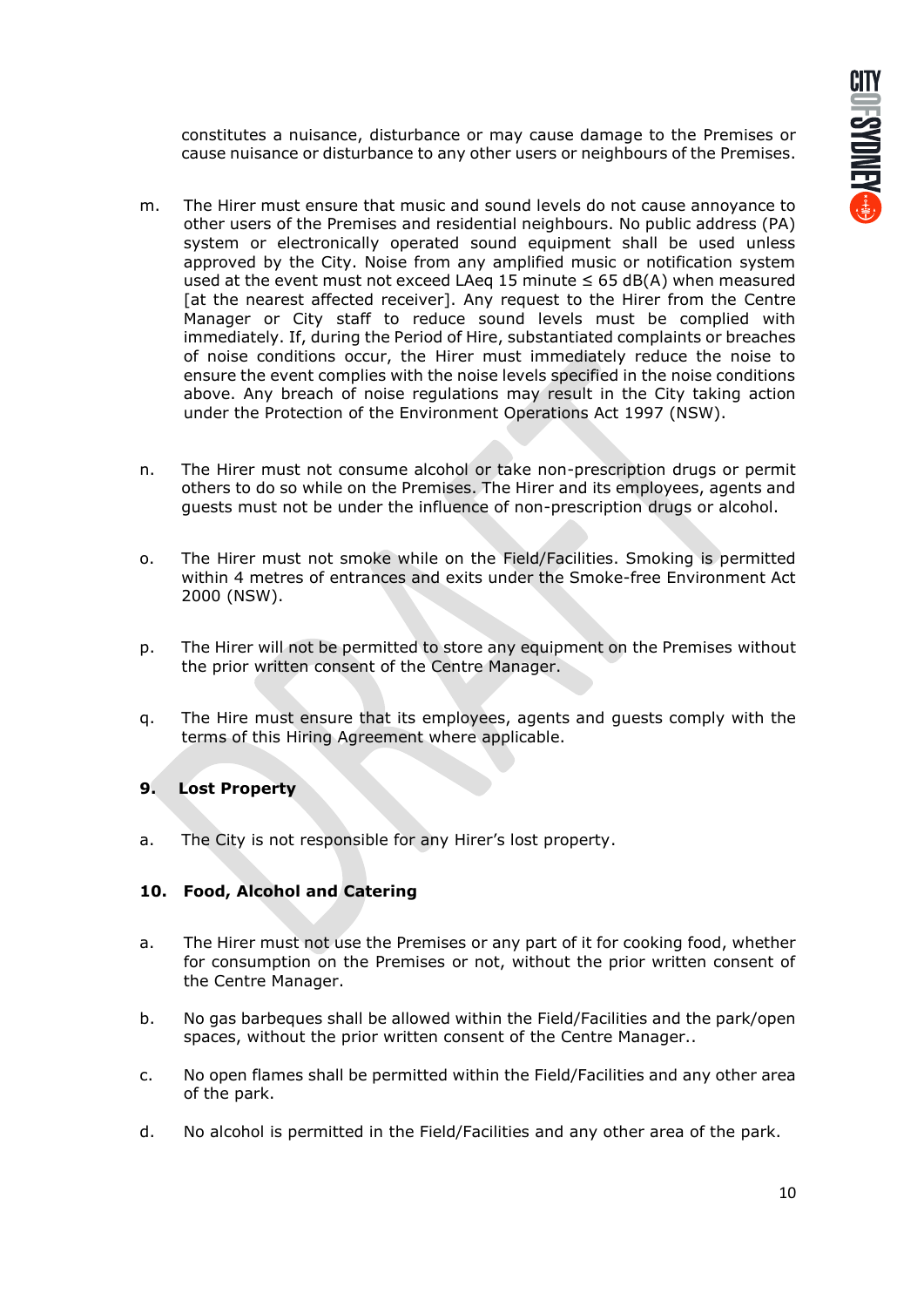constitutes a nuisance, disturbance or may cause damage to the Premises or cause nuisance or disturbance to any other users or neighbours of the Premises.

m. The Hirer must ensure that music and sound levels do not cause annoyance to other users of the Premises and residential neighbours. No public address (PA) system or electronically operated sound equipment shall be used unless approved by the City. Noise from any amplified music or notification system used at the event must not exceed LAeq 15 minute ≤ 65 dB(A) when measured [at the nearest affected receiver]. Any request to the Hirer from the Centre Manager or City staff to reduce sound levels must be complied with immediately. If, during the Period of Hire, substantiated complaints or breaches of noise conditions occur, the Hirer must immediately reduce the noise to ensure the event complies with the noise levels specified in the noise conditions above. Any breach of noise regulations may result in the City taking action under the Protection of the Environment Operations Act 1997 (NSW).

n. The Hirer must not consume alcohol or take non-prescription drugs or permit others to do so while on the Premises. The Hirer and its employees, agents and guests must not be under the influence of non-prescription drugs or alcohol.

o. The Hirer must not smoke while on the Field/Facilities. Smoking is permitted within 4 metres of entrances and exits under the Smoke-free Environment Act 2000 (NSW).

p. The Hirer will not be permitted to store any equipment on the Premises without the prior written consent of the Centre Manager.

q. The Hire must ensure that its employees, agents and guests comply with the terms of this Hiring Agreement where applicable.

## 9. Lost Property

a. The City is not responsible for any Hirer's lost property.

## 10. Food, Alcohol and Catering

a. The Hirer must not use the Premises or any part of it for cooking food, whether for consumption on the Premises or not, without the prior written consent of the Centre Manager.

b. No gas barbeques shall be allowed within the Field/Facilities and the park/open spaces, without the prior written consent of the Centre Manager..

c. No open flames shall be permitted within the Field/Facilities and any other area of the park.

d. No alcohol is permitted in the Field/Facilities and any other area of the park.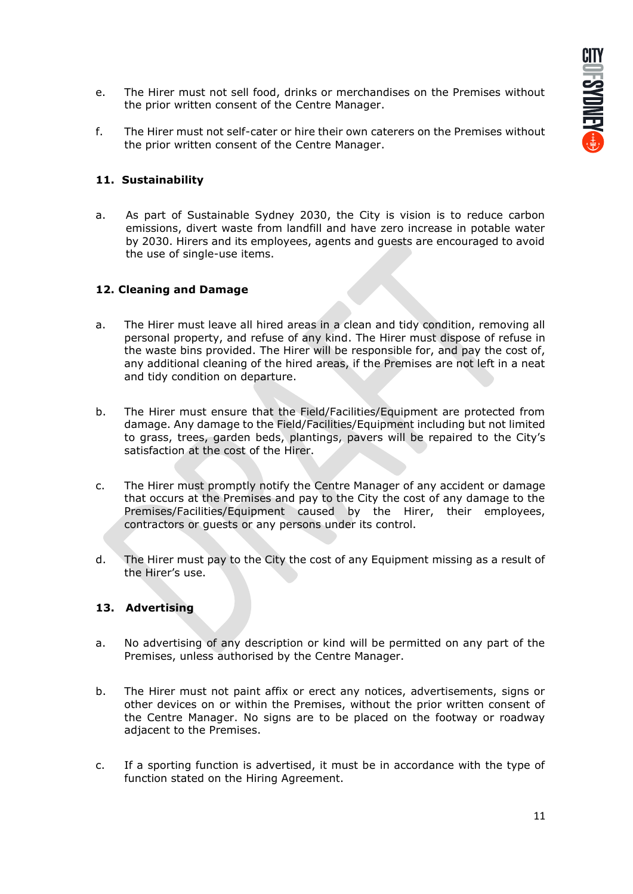e. The Hirer must not sell food, drinks or merchandises on the Premises without the prior written consent of the Centre Manager.

f. The Hirer must not self-cater or hire their own caterers on the Premises without the prior written consent of the Centre Manager.

## 11. Sustainability

a. As part of Sustainable Sydney 2030, the City is vision is to reduce carbon emissions, divert waste from landfill and have zero increase in potable water by 2030. Hirers and its employees, agents and guests are encouraged to avoid the use of single-use items.

## 12. Cleaning and Damage

a. The Hirer must leave all hired areas in a clean and tidy condition, removing all personal property, and refuse of any kind. The Hirer must dispose of refuse in the waste bins provided. The Hirer will be responsible for, and pay the cost of, any additional cleaning of the hired areas, if the Premises are not left in a neat and tidy condition on departure.

b. The Hirer must ensure that the Field/Facilities/Equipment are protected from damage. Any damage to the Field/Facilities/Equipment including but not limited to grass, trees, garden beds, plantings, pavers will be repaired to the City's satisfaction at the cost of the Hirer.

c. The Hirer must promptly notify the Centre Manager of any accident or damage that occurs at the Premises and pay to the City the cost of any damage to the Premises/Facilities/Equipment caused by the Hirer, their employees, contractors or guests or any persons under its control.

d. The Hirer must pay to the City the cost of any Equipment missing as a result of the Hirer's use.

## 13. Advertising

a. No advertising of any description or kind will be permitted on any part of the Premises, unless authorised by the Centre Manager.

b. The Hirer must not paint affix or erect any notices, advertisements, signs or other devices on or within the Premises, without the prior written consent of the Centre Manager. No signs are to be placed on the footway or roadway adjacent to the Premises.

c. If a sporting function is advertised, it must be in accordance with the type of function stated on the Hiring Agreement.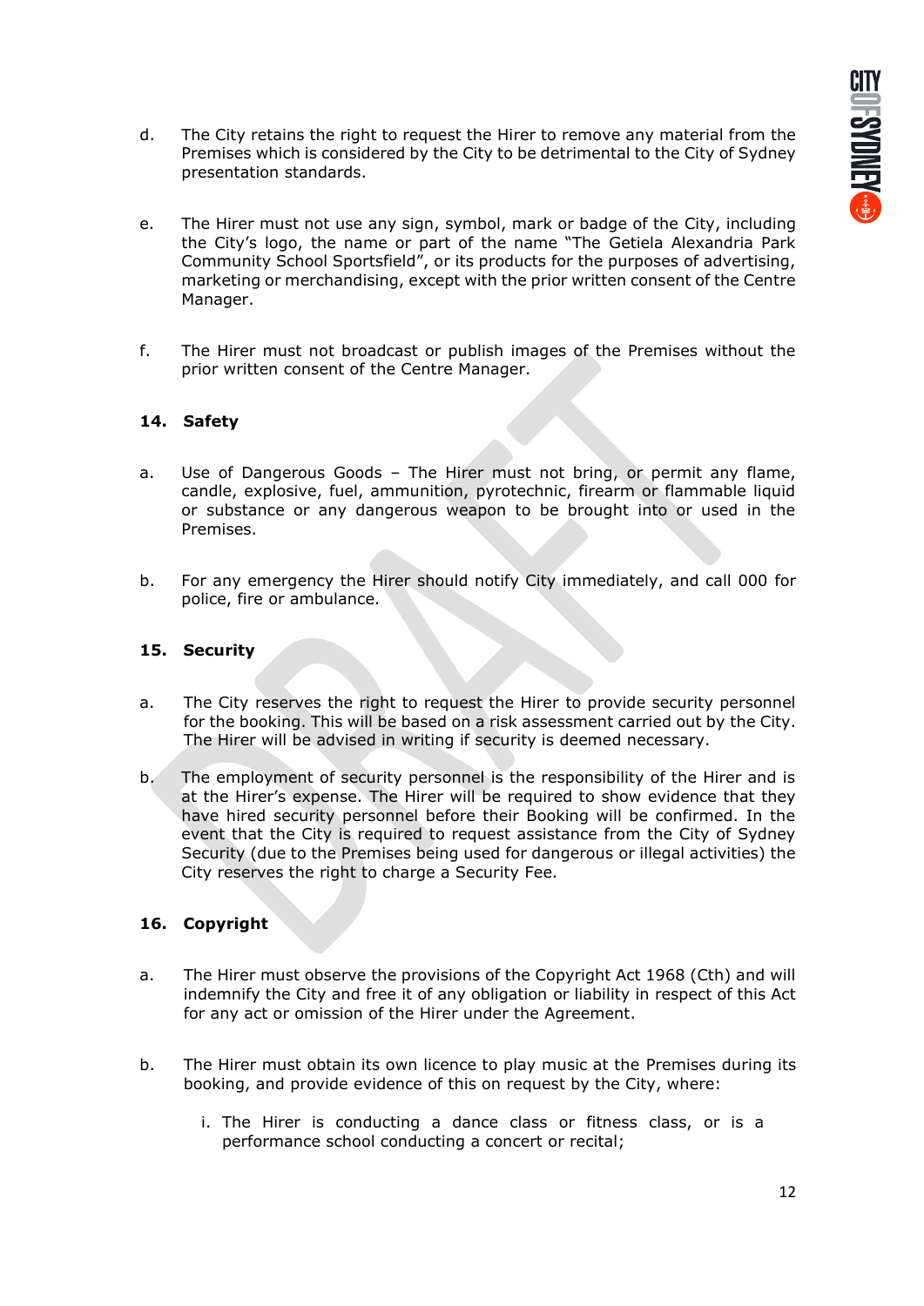d. The City retains the right to request the Hirer to remove any material from the Premises which is considered by the City to be detrimental to the City of Sydney presentation standards.

e. The Hirer must not use any sign, symbol, mark or badge of the City, including the City's logo, the name or part of the name "The Getiela Alexandria Park Community School Sportsfield", or its products for the purposes of advertising, marketing or merchandising, except with the prior written consent of the Centre Manager.

f. The Hirer must not broadcast or publish images of the Premises without the prior written consent of the Centre Manager.

## 14. Safety

a. Use of Dangerous Goods – The Hirer must not bring, or permit any flame, candle, explosive, fuel, ammunition, pyrotechnic, firearm or flammable liquid or substance or any dangerous weapon to be brought into or used in the Premises.

b. For any emergency the Hirer should notify City immediately, and call 000 for police, fire or ambulance.

## 15. Security

a. The City reserves the right to request the Hirer to provide security personnel for the booking. This will be based on a risk assessment carried out by the City. The Hirer will be advised in writing if security is deemed necessary.

b. The employment of security personnel is the responsibility of the Hirer and is at the Hirer's expense. The Hirer will be required to show evidence that they have hired security personnel before their Booking will be confirmed. In the event that the City is required to request assistance from the City of Sydney Security (due to the Premises being used for dangerous or illegal activities) the City reserves the right to charge a Security Fee.

## 16. Copyright

a. The Hirer must observe the provisions of the Copyright Act 1968 (Cth) and will indemnify the City and free it of any obligation or liability in respect of this Act for any act or omission of the Hirer under the Agreement.

b. The Hirer must obtain its own licence to play music at the Premises during its booking, and provide evidence of this on request by the City, where:

   i. The Hirer is conducting a dance class or fitness class, or is a performance school conducting a concert or recital;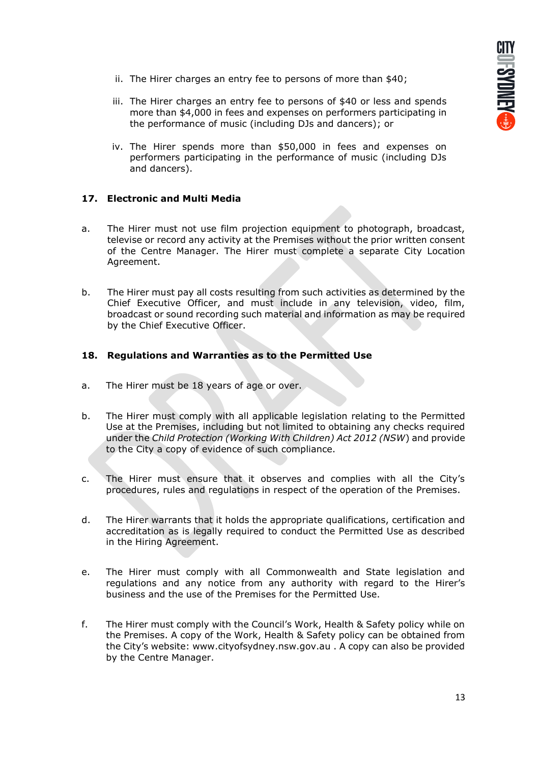ii. The Hirer charges an entry fee to persons of more than $40;

iii. The Hirer charges an entry fee to persons of $40 or less and spends more than $4,000 in fees and expenses on performers participating in the performance of music (including DJs and dancers); or

iv. The Hirer spends more than $50,000 in fees and expenses on performers participating in the performance of music (including DJs and dancers).

## 17. Electronic and Multi Media

a. The Hirer must not use film projection equipment to photograph, broadcast, televise or record any activity at the Premises without the prior written consent of the Centre Manager. The Hirer must complete a separate City Location Agreement.

b. The Hirer must pay all costs resulting from such activities as determined by the Chief Executive Officer, and must include in any television, video, film, broadcast or sound recording such material and information as may be required by the Chief Executive Officer.

## 18. Regulations and Warranties as to the Permitted Use

a. The Hirer must be 18 years of age or over.

b. The Hirer must comply with all applicable legislation relating to the Permitted Use at the Premises, including but not limited to obtaining any checks required under the *Child Protection (Working With Children) Act 2012 (NSW)* and provide to the City a copy of evidence of such compliance.

c. The Hirer must ensure that it observes and complies with all the City's procedures, rules and regulations in respect of the operation of the Premises.

d. The Hirer warrants that it holds the appropriate qualifications, certification and accreditation as is legally required to conduct the Permitted Use as described in the Hiring Agreement.

e. The Hirer must comply with all Commonwealth and State legislation and regulations and any notice from any authority with regard to the Hirer's business and the use of the Premises for the Permitted Use.

f. The Hirer must comply with the Council's Work, Health & Safety policy while on the Premises. A copy of the Work, Health & Safety policy can be obtained from the City's website: www.cityofsydney.nsw.gov.au . A copy can also be provided by the Centre Manager.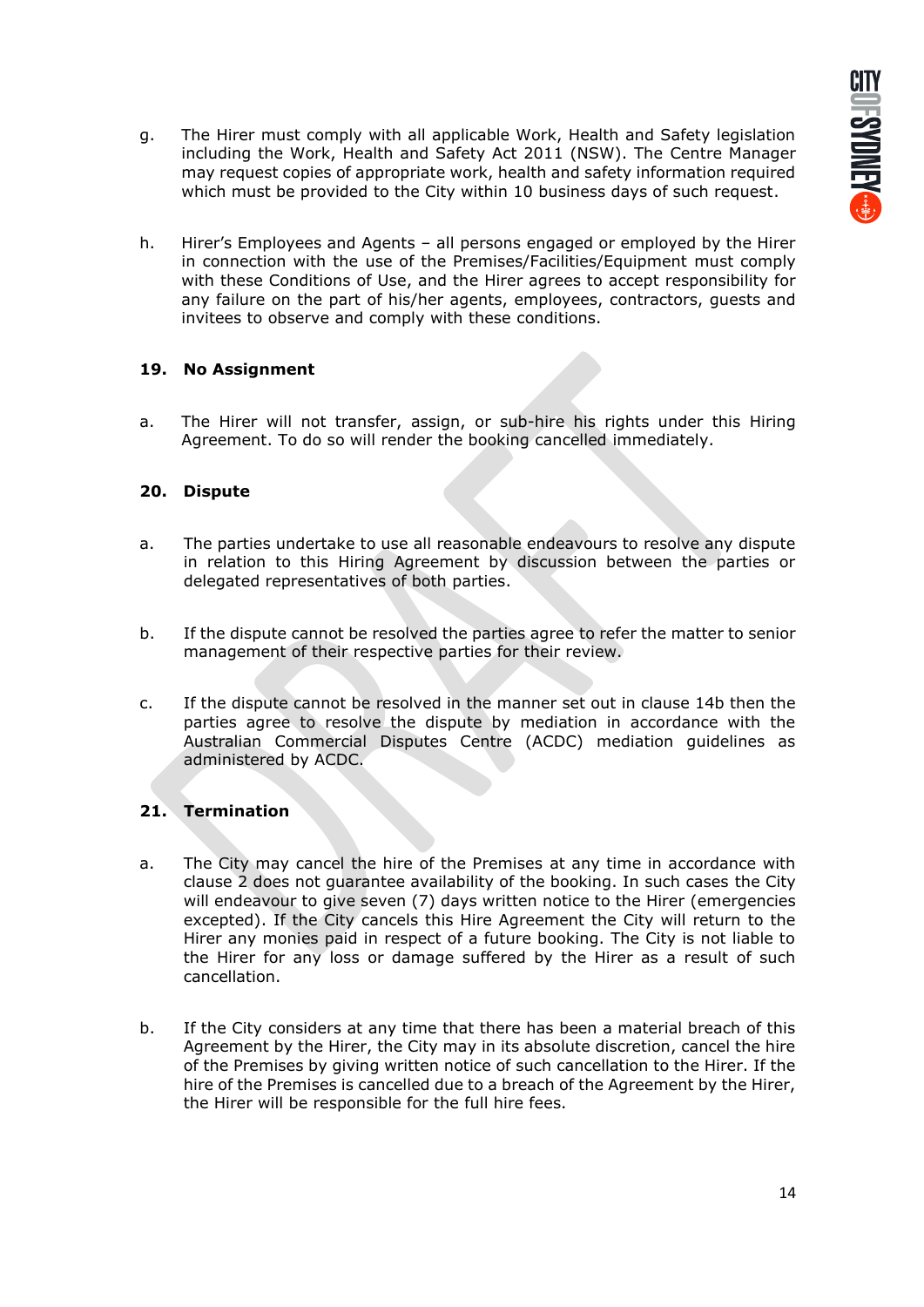g. The Hirer must comply with all applicable Work, Health and Safety legislation including the Work, Health and Safety Act 2011 (NSW). The Centre Manager may request copies of appropriate work, health and safety information required which must be provided to the City within 10 business days of such request.

h. Hirer's Employees and Agents – all persons engaged or employed by the Hirer in connection with the use of the Premises/Facilities/Equipment must comply with these Conditions of Use, and the Hirer agrees to accept responsibility for any failure on the part of his/her agents, employees, contractors, guests and invitees to observe and comply with these conditions.

## 19. No Assignment

a. The Hirer will not transfer, assign, or sub-hire his rights under this Hiring Agreement. To do so will render the booking cancelled immediately.

## 20. Dispute

a. The parties undertake to use all reasonable endeavours to resolve any dispute in relation to this Hiring Agreement by discussion between the parties or delegated representatives of both parties.

b. If the dispute cannot be resolved the parties agree to refer the matter to senior management of their respective parties for their review.

c. If the dispute cannot be resolved in the manner set out in clause 14b then the parties agree to resolve the dispute by mediation in accordance with the Australian Commercial Disputes Centre (ACDC) mediation guidelines as administered by ACDC.

## 21. Termination

a. The City may cancel the hire of the Premises at any time in accordance with clause 2 does not guarantee availability of the booking. In such cases the City will endeavour to give seven (7) days written notice to the Hirer (emergencies excepted). If the City cancels this Hire Agreement the City will return to the Hirer any monies paid in respect of a future booking. The City is not liable to the Hirer for any loss or damage suffered by the Hirer as a result of such cancellation.

b. If the City considers at any time that there has been a material breach of this Agreement by the Hirer, the City may in its absolute discretion, cancel the hire of the Premises by giving written notice of such cancellation to the Hirer. If the hire of the Premises is cancelled due to a breach of the Agreement by the Hirer, the Hirer will be responsible for the full hire fees.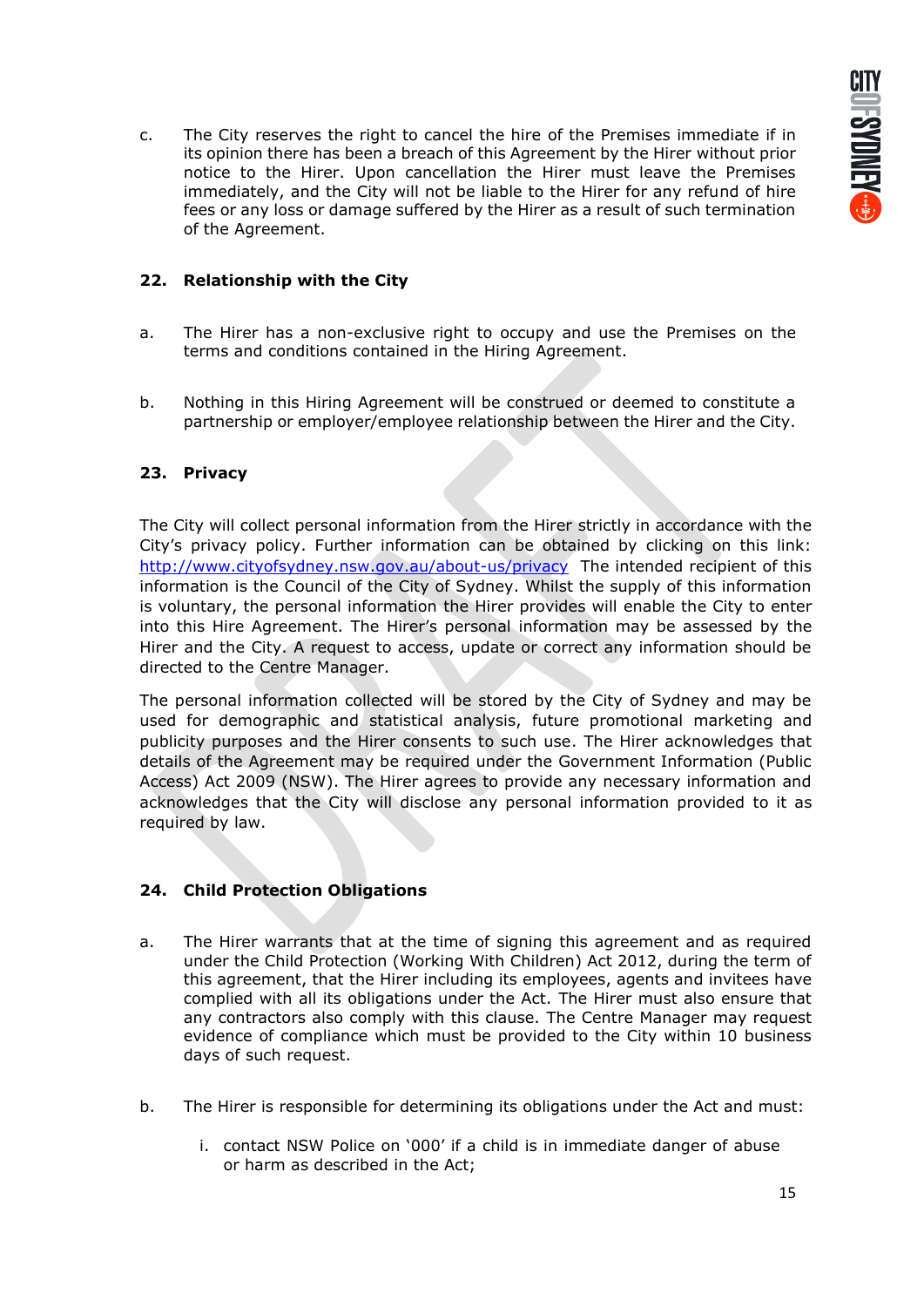c. The City reserves the right to cancel the hire of the Premises immediate if in its opinion there has been a breach of this Agreement by the Hirer without prior notice to the Hirer. Upon cancellation the Hirer must leave the Premises immediately, and the City will not be liable to the Hirer for any refund of hire fees or any loss or damage suffered by the Hirer as a result of such termination of the Agreement.

## 22. Relationship with the City

a. The Hirer has a non-exclusive right to occupy and use the Premises on the terms and conditions contained in the Hiring Agreement.

b. Nothing in this Hiring Agreement will be construed or deemed to constitute a partnership or employer/employee relationship between the Hirer and the City.

## 23. Privacy

The City will collect personal information from the Hirer strictly in accordance with the City's privacy policy. Further information can be obtained by clicking on this link: http://www.cityofsydney.nsw.gov.au/about-us/privacy The intended recipient of this information is the Council of the City of Sydney. Whilst the supply of this information is voluntary, the personal information the Hirer provides will enable the City to enter into this Hire Agreement. The Hirer's personal information may be assessed by the Hirer and the City. A request to access, update or correct any information should be directed to the Centre Manager.

The personal information collected will be stored by the City of Sydney and may be used for demographic and statistical analysis, future promotional marketing and publicity purposes and the Hirer consents to such use. The Hirer acknowledges that details of the Agreement may be required under the Government Information (Public Access) Act 2009 (NSW). The Hirer agrees to provide any necessary information and acknowledges that the City will disclose any personal information provided to it as required by law.

## 24. Child Protection Obligations

a. The Hirer warrants that at the time of signing this agreement and as required under the Child Protection (Working With Children) Act 2012, during the term of this agreement, that the Hirer including its employees, agents and invitees have complied with all its obligations under the Act. The Hirer must also ensure that any contractors also comply with this clause. The Centre Manager may request evidence of compliance which must be provided to the City within 10 business days of such request.

b. The Hirer is responsible for determining its obligations under the Act and must:

   i. contact NSW Police on '000' if a child is in immediate danger of abuse or harm as described in the Act;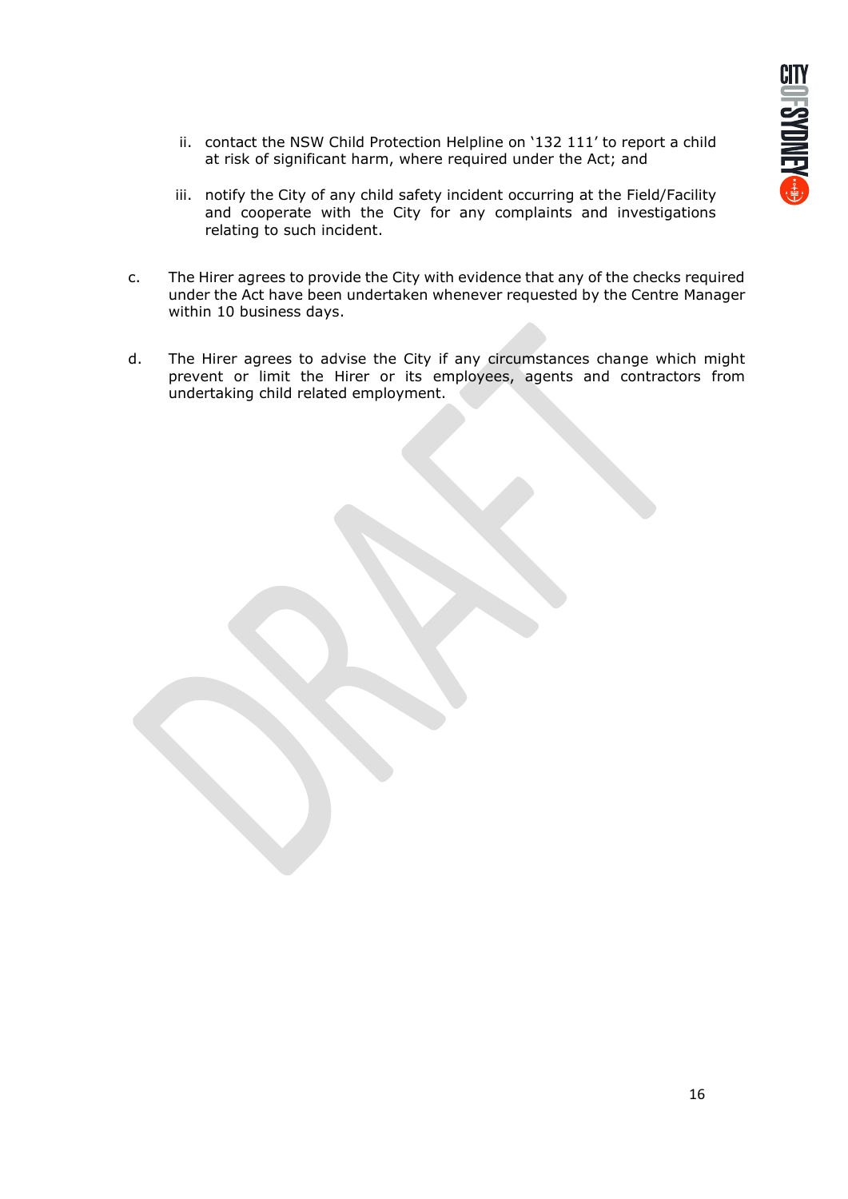ii. contact the NSW Child Protection Helpline on '132 111' to report a child at risk of significant harm, where required under the Act; and

iii. notify the City of any child safety incident occurring at the Field/Facility and cooperate with the City for any complaints and investigations relating to such incident.

c. The Hirer agrees to provide the City with evidence that any of the checks required under the Act have been undertaken whenever requested by the Centre Manager within 10 business days.

d. The Hirer agrees to advise the City if any circumstances change which might prevent or limit the Hirer or its employees, agents and contractors from undertaking child related employment.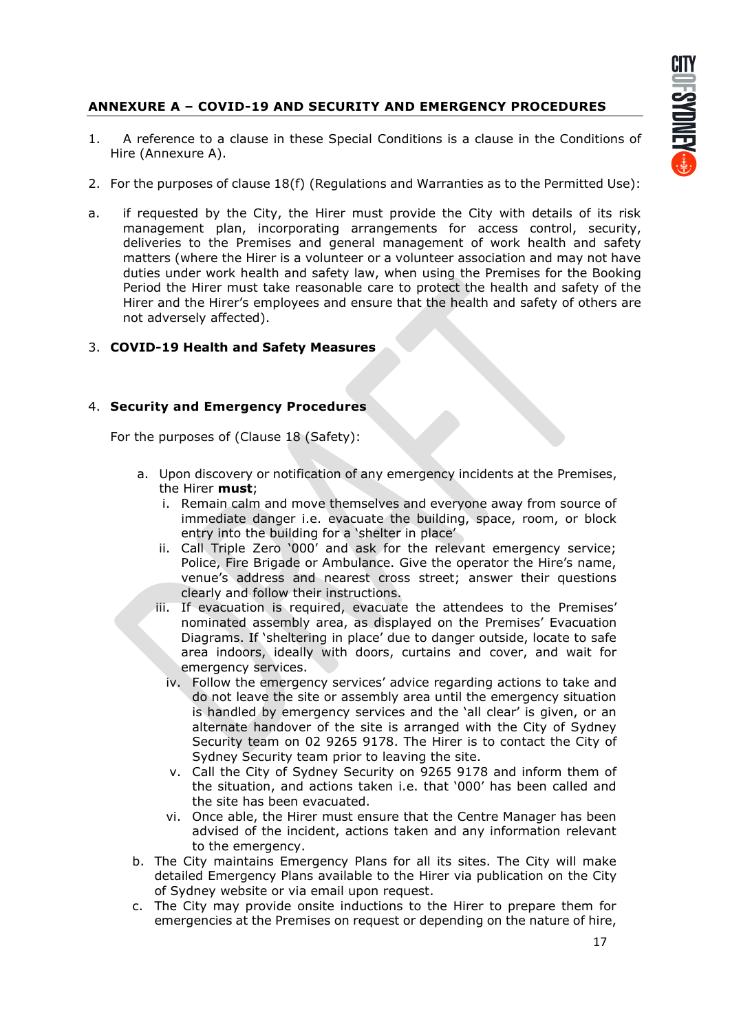## ANNEXURE A – COVID-19 AND SECURITY AND EMERGENCY PROCEDURES

1. A reference to a clause in these Special Conditions is a clause in the Conditions of Hire (Annexure A).

2. For the purposes of clause 18(f) (Regulations and Warranties as to the Permitted Use):

a. if requested by the City, the Hirer must provide the City with details of its risk management plan, incorporating arrangements for access control, security, deliveries to the Premises and general management of work health and safety matters (where the Hirer is a volunteer or a volunteer association and may not have duties under work health and safety law, when using the Premises for the Booking Period the Hirer must take reasonable care to protect the health and safety of the Hirer and the Hirer's employees and ensure that the health and safety of others are not adversely affected).

3. **COVID-19 Health and Safety Measures**

4. **Security and Emergency Procedures**

   For the purposes of (Clause 18 (Safety):

   a. Upon discovery or notification of any emergency incidents at the Premises, the Hirer **must**;
      i. Remain calm and move themselves and everyone away from source of immediate danger i.e. evacuate the building, space, room, or block entry into the building for a 'shelter in place'
      ii. Call Triple Zero '000' and ask for the relevant emergency service; Police, Fire Brigade or Ambulance. Give the operator the Hire's name, venue's address and nearest cross street; answer their questions clearly and follow their instructions.
      iii. If evacuation is required, evacuate the attendees to the Premises' nominated assembly area, as displayed on the Premises' Evacuation Diagrams. If 'sheltering in place' due to danger outside, locate to safe area indoors, ideally with doors, curtains and cover, and wait for emergency services.
      iv. Follow the emergency services' advice regarding actions to take and do not leave the site or assembly area until the emergency situation is handled by emergency services and the 'all clear' is given, or an alternate handover of the site is arranged with the City of Sydney Security team on 02 9265 9178. The Hirer is to contact the City of Sydney Security team prior to leaving the site.
      v. Call the City of Sydney Security on 9265 9178 and inform them of the situation, and actions taken i.e. that '000' has been called and the site has been evacuated.
      vi. Once able, the Hirer must ensure that the Centre Manager has been advised of the incident, actions taken and any information relevant to the emergency.

   b. The City maintains Emergency Plans for all its sites. The City will make detailed Emergency Plans available to the Hirer via publication on the City of Sydney website or via email upon request.

   c. The City may provide onsite inductions to the Hirer to prepare them for emergencies at the Premises on request or depending on the nature of hire,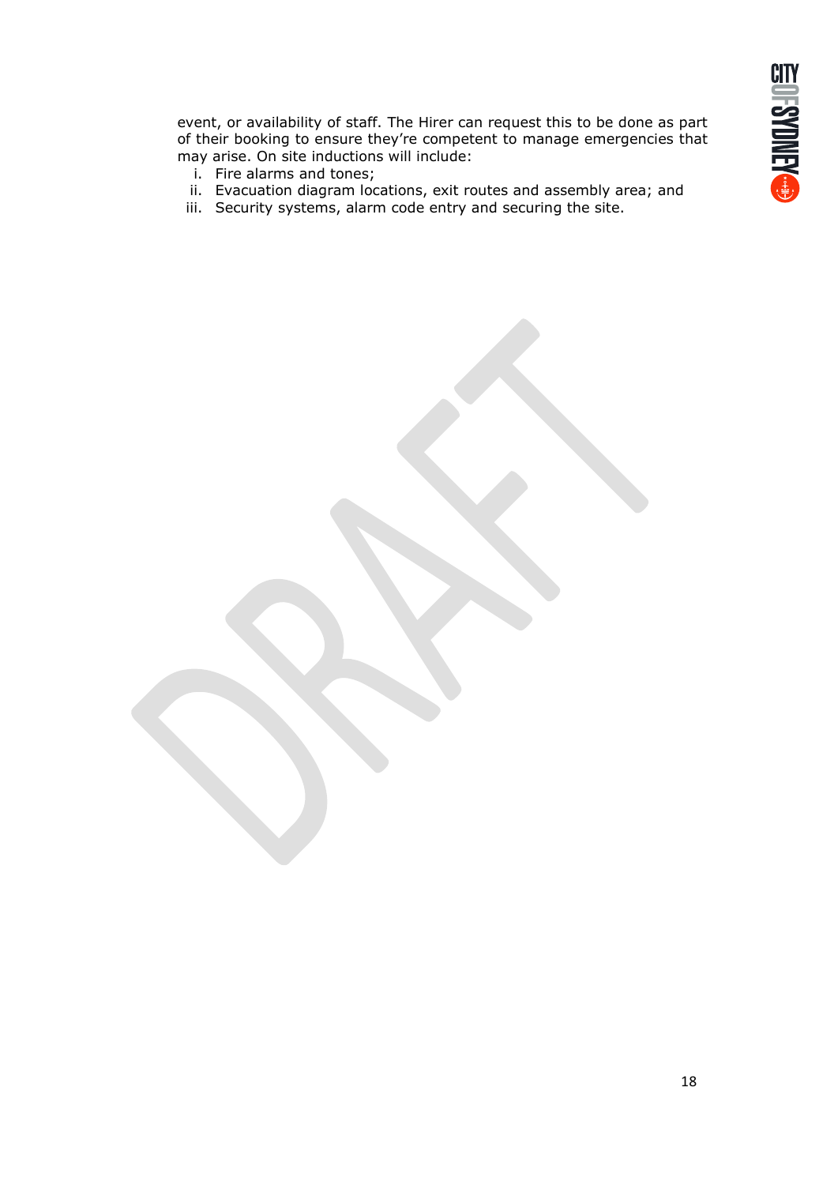event, or availability of staff. The Hirer can request this to be done as part of their booking to ensure they're competent to manage emergencies that may arise. On site inductions will include:

i. Fire alarms and tones;
ii. Evacuation diagram locations, exit routes and assembly area; and
iii. Security systems, alarm code entry and securing the site.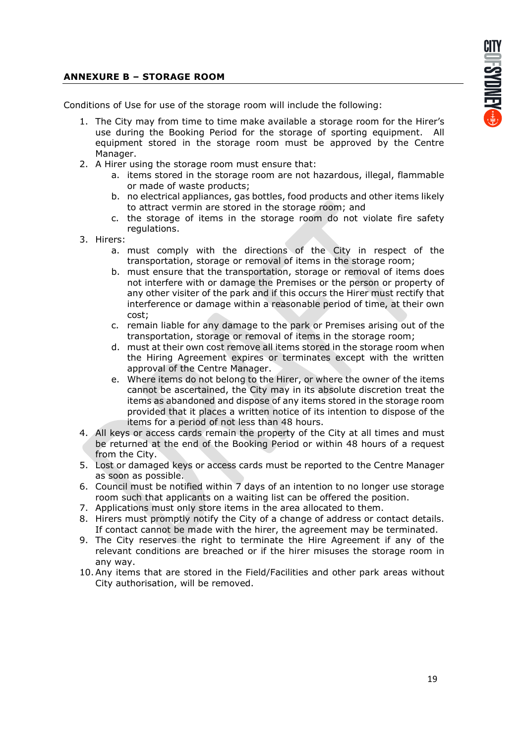## ANNEXURE B – STORAGE ROOM

Conditions of Use for use of the storage room will include the following:

1. The City may from time to time make available a storage room for the Hirer's use during the Booking Period for the storage of sporting equipment. All equipment stored in the storage room must be approved by the Centre Manager.
2. A Hirer using the storage room must ensure that:
   a. items stored in the storage room are not hazardous, illegal, flammable or made of waste products;
   b. no electrical appliances, gas bottles, food products and other items likely to attract vermin are stored in the storage room; and
   c. the storage of items in the storage room do not violate fire safety regulations.
3. Hirers:
   a. must comply with the directions of the City in respect of the transportation, storage or removal of items in the storage room;
   b. must ensure that the transportation, storage or removal of items does not interfere with or damage the Premises or the person or property of any other visiter of the park and if this occurs the Hirer must rectify that interference or damage within a reasonable period of time, at their own cost;
   c. remain liable for any damage to the park or Premises arising out of the transportation, storage or removal of items in the storage room;
   d. must at their own cost remove all items stored in the storage room when the Hiring Agreement expires or terminates except with the written approval of the Centre Manager.
   e. Where items do not belong to the Hirer, or where the owner of the items cannot be ascertained, the City may in its absolute discretion treat the items as abandoned and dispose of any items stored in the storage room provided that it places a written notice of its intention to dispose of the items for a period of not less than 48 hours.
4. All keys or access cards remain the property of the City at all times and must be returned at the end of the Booking Period or within 48 hours of a request from the City.
5. Lost or damaged keys or access cards must be reported to the Centre Manager as soon as possible.
6. Council must be notified within 7 days of an intention to no longer use storage room such that applicants on a waiting list can be offered the position.
7. Applications must only store items in the area allocated to them.
8. Hirers must promptly notify the City of a change of address or contact details. If contact cannot be made with the hirer, the agreement may be terminated.
9. The City reserves the right to terminate the Hire Agreement if any of the relevant conditions are breached or if the hirer misuses the storage room in any way.
10. Any items that are stored in the Field/Facilities and other park areas without City authorisation, will be removed.